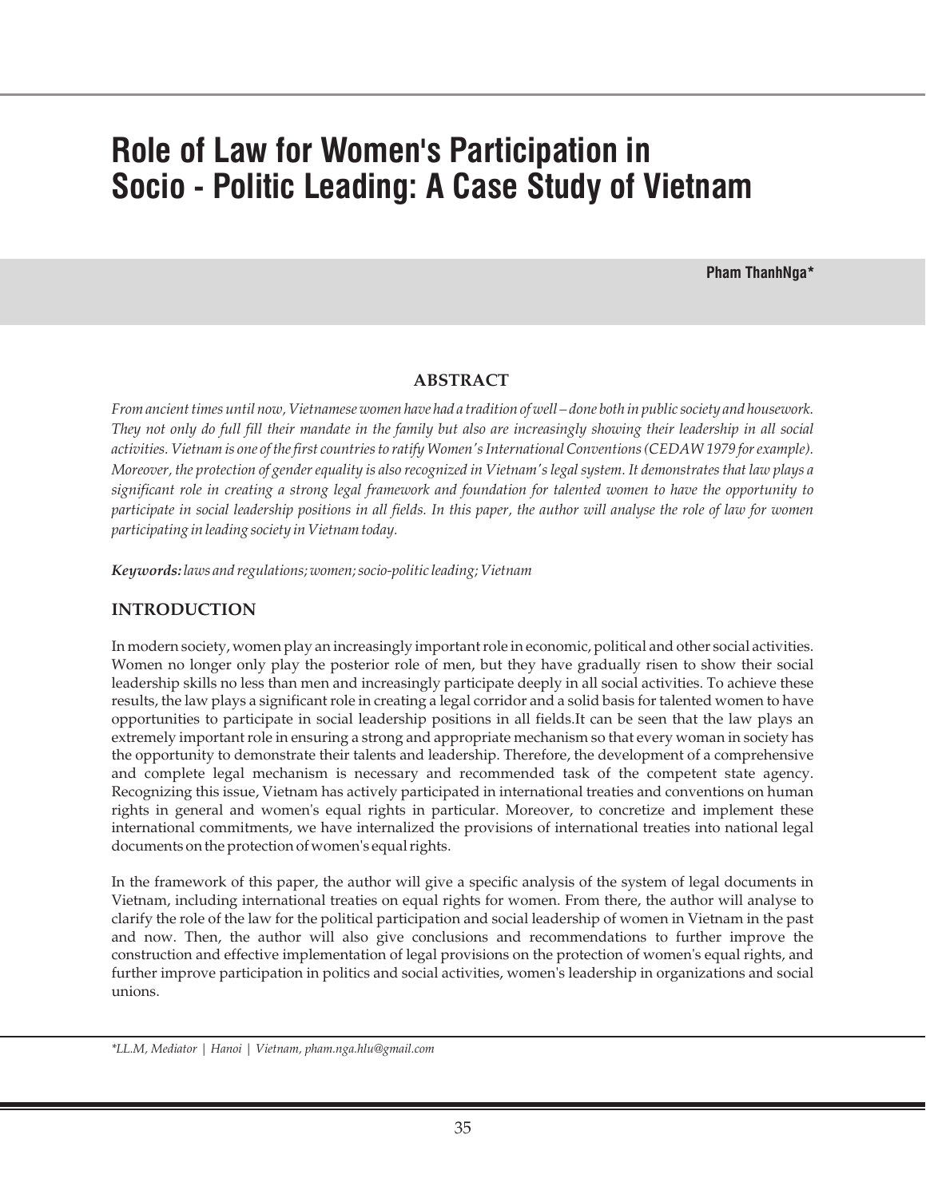# Role of Law for Women's Participation in Socio - Politic Leading: A Case Study of Vietnam

**Pham ThanhNga***

## ABSTRACT

*From ancient times until now, Vietnamese women have had a tradition of well – done both in public society and housework. They not only do full fill their mandate in the family but also are increasingly showing their leadership in all social activities. Vietnam is one of the first countries to ratify Women's International Conventions (CEDAW 1979 for example). Moreover, the protection of gender equality is also recognized in Vietnam's legal system. It demonstrates that law plays a significant role in creating a strong legal framework and foundation for talented women to have the opportunity to participate in social leadership positions in all fields. In this paper, the author will analyse the role of law for women participating in leading society in Vietnam today.*

***Keywords:*** *laws and regulations; women; socio-politic leading; Vietnam*

## INTRODUCTION

In modern society, women play an increasingly important role in economic, political and other social activities. Women no longer only play the posterior role of men, but they have gradually risen to show their social leadership skills no less than men and increasingly participate deeply in all social activities. To achieve these results, the law plays a significant role in creating a legal corridor and a solid basis for talented women to have opportunities to participate in social leadership positions in all fields.It can be seen that the law plays an extremely important role in ensuring a strong and appropriate mechanism so that every woman in society has the opportunity to demonstrate their talents and leadership. Therefore, the development of a comprehensive and complete legal mechanism is necessary and recommended task of the competent state agency. Recognizing this issue, Vietnam has actively participated in international treaties and conventions on human rights in general and women's equal rights in particular. Moreover, to concretize and implement these international commitments, we have internalized the provisions of international treaties into national legal documents on the protection of women's equal rights.

In the framework of this paper, the author will give a specific analysis of the system of legal documents in Vietnam, including international treaties on equal rights for women. From there, the author will analyse to clarify the role of the law for the political participation and social leadership of women in Vietnam in the past and now. Then, the author will also give conclusions and recommendations to further improve the construction and effective implementation of legal provisions on the protection of women's equal rights, and further improve participation in politics and social activities, women's leadership in organizations and social unions.

*\*LL.M, Mediator | Hanoi | Vietnam, pham.nga.hlu@gmail.com*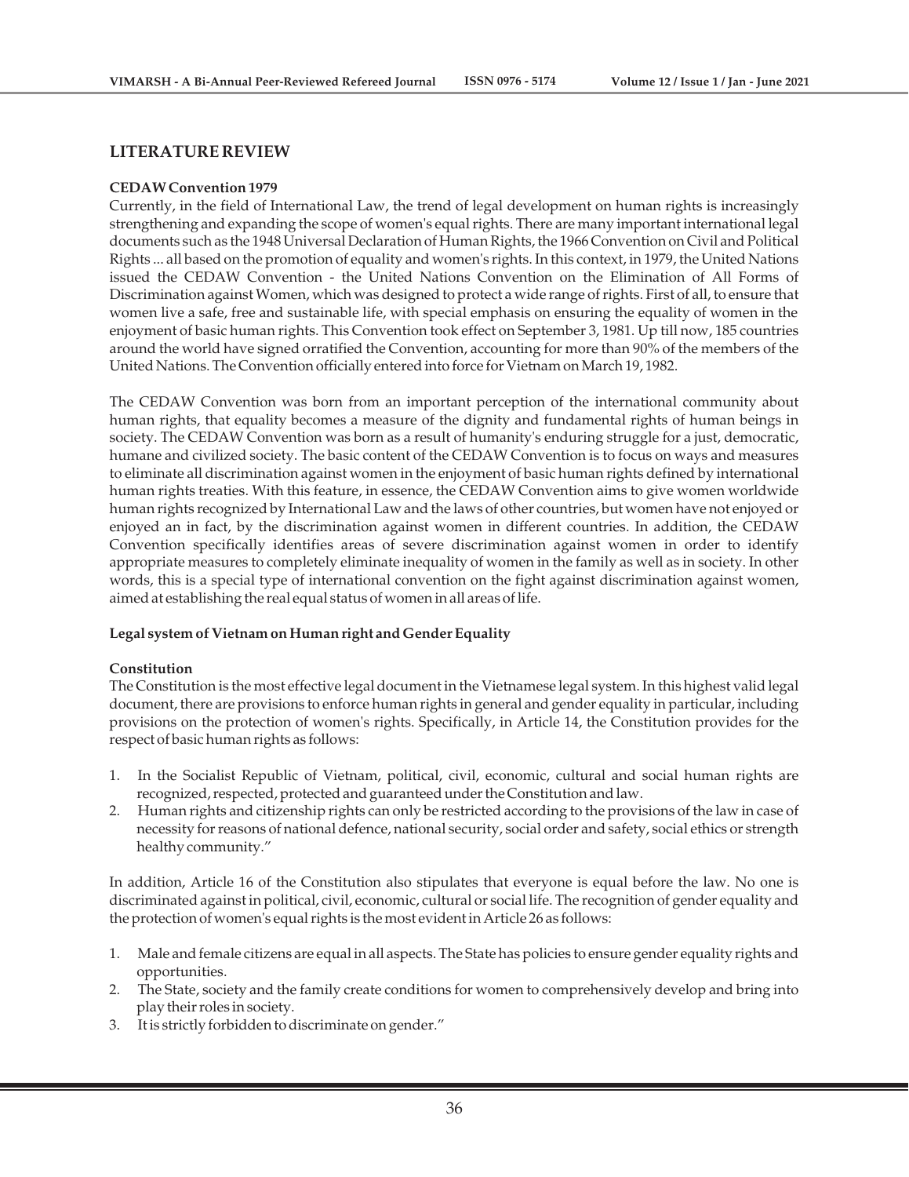## LITERATURE REVIEW

### CEDAW Convention 1979

Currently, in the field of International Law, the trend of legal development on human rights is increasingly strengthening and expanding the scope of women's equal rights. There are many important international legal documents such as the 1948 Universal Declaration of Human Rights, the 1966 Convention on Civil and Political Rights ... all based on the promotion of equality and women's rights. In this context, in 1979, the United Nations issued the CEDAW Convention - the United Nations Convention on the Elimination of All Forms of Discrimination against Women, which was designed to protect a wide range of rights. First of all, to ensure that women live a safe, free and sustainable life, with special emphasis on ensuring the equality of women in the enjoyment of basic human rights. This Convention took effect on September 3, 1981. Up till now, 185 countries around the world have signed orratified the Convention, accounting for more than 90% of the members of the United Nations. The Convention officially entered into force for Vietnam on March 19, 1982.

The CEDAW Convention was born from an important perception of the international community about human rights, that equality becomes a measure of the dignity and fundamental rights of human beings in society. The CEDAW Convention was born as a result of humanity's enduring struggle for a just, democratic, humane and civilized society. The basic content of the CEDAW Convention is to focus on ways and measures to eliminate all discrimination against women in the enjoyment of basic human rights defined by international human rights treaties. With this feature, in essence, the CEDAW Convention aims to give women worldwide human rights recognized by International Law and the laws of other countries, but women have not enjoyed or enjoyed an in fact, by the discrimination against women in different countries. In addition, the CEDAW Convention specifically identifies areas of severe discrimination against women in order to identify appropriate measures to completely eliminate inequality of women in the family as well as in society. In other words, this is a special type of international convention on the fight against discrimination against women, aimed at establishing the real equal status of women in all areas of life.

### Legal system of Vietnam on Human right and Gender Equality

#### Constitution

The Constitution is the most effective legal document in the Vietnamese legal system. In this highest valid legal document, there are provisions to enforce human rights in general and gender equality in particular, including provisions on the protection of women's rights. Specifically, in Article 14, the Constitution provides for the respect of basic human rights as follows:

1. In the Socialist Republic of Vietnam, political, civil, economic, cultural and social human rights are recognized, respected, protected and guaranteed under the Constitution and law.
2. Human rights and citizenship rights can only be restricted according to the provisions of the law in case of necessity for reasons of national defence, national security, social order and safety, social ethics or strength healthy community."

In addition, Article 16 of the Constitution also stipulates that everyone is equal before the law. No one is discriminated against in political, civil, economic, cultural or social life. The recognition of gender equality and the protection of women's equal rights is the most evident in Article 26 as follows:

1. Male and female citizens are equal in all aspects. The State has policies to ensure gender equality rights and opportunities.
2. The State, society and the family create conditions for women to comprehensively develop and bring into play their roles in society.
3. It is strictly forbidden to discriminate on gender."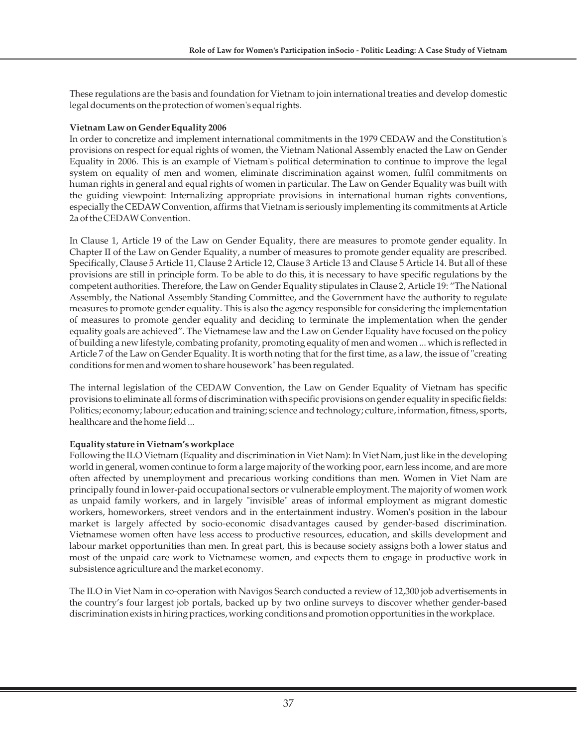These regulations are the basis and foundation for Vietnam to join international treaties and develop domestic legal documents on the protection of women's equal rights.

**Vietnam Law on Gender Equality 2006**

In order to concretize and implement international commitments in the 1979 CEDAW and the Constitution's provisions on respect for equal rights of women, the Vietnam National Assembly enacted the Law on Gender Equality in 2006. This is an example of Vietnam's political determination to continue to improve the legal system on equality of men and women, eliminate discrimination against women, fulfil commitments on human rights in general and equal rights of women in particular. The Law on Gender Equality was built with the guiding viewpoint: Internalizing appropriate provisions in international human rights conventions, especially the CEDAW Convention, affirms that Vietnam is seriously implementing its commitments at Article 2a of the CEDAW Convention.

In Clause 1, Article 19 of the Law on Gender Equality, there are measures to promote gender equality. In Chapter II of the Law on Gender Equality, a number of measures to promote gender equality are prescribed. Specifically, Clause 5 Article 11, Clause 2 Article 12, Clause 3 Article 13 and Clause 5 Article 14. But all of these provisions are still in principle form. To be able to do this, it is necessary to have specific regulations by the competent authorities. Therefore, the Law on Gender Equality stipulates in Clause 2, Article 19: "The National Assembly, the National Assembly Standing Committee, and the Government have the authority to regulate measures to promote gender equality. This is also the agency responsible for considering the implementation of measures to promote gender equality and deciding to terminate the implementation when the gender equality goals are achieved". The Vietnamese law and the Law on Gender Equality have focused on the policy of building a new lifestyle, combating profanity, promoting equality of men and women ... which is reflected in Article 7 of the Law on Gender Equality. It is worth noting that for the first time, as a law, the issue of "creating conditions for men and women to share housework" has been regulated.

The internal legislation of the CEDAW Convention, the Law on Gender Equality of Vietnam has specific provisions to eliminate all forms of discrimination with specific provisions on gender equality in specific fields: Politics; economy; labour; education and training; science and technology; culture, information, fitness, sports, healthcare and the home field ...

**Equality stature in Vietnam's workplace**

Following the ILO Vietnam (Equality and discrimination in Viet Nam): In Viet Nam, just like in the developing world in general, women continue to form a large majority of the working poor, earn less income, and are more often affected by unemployment and precarious working conditions than men. Women in Viet Nam are principally found in lower-paid occupational sectors or vulnerable employment. The majority of women work as unpaid family workers, and in largely "invisible" areas of informal employment as migrant domestic workers, homeworkers, street vendors and in the entertainment industry. Women's position in the labour market is largely affected by socio-economic disadvantages caused by gender-based discrimination. Vietnamese women often have less access to productive resources, education, and skills development and labour market opportunities than men. In great part, this is because society assigns both a lower status and most of the unpaid care work to Vietnamese women, and expects them to engage in productive work in subsistence agriculture and the market economy.

The ILO in Viet Nam in co-operation with Navigos Search conducted a review of 12,300 job advertisements in the country's four largest job portals, backed up by two online surveys to discover whether gender-based discrimination exists in hiring practices, working conditions and promotion opportunities in the workplace.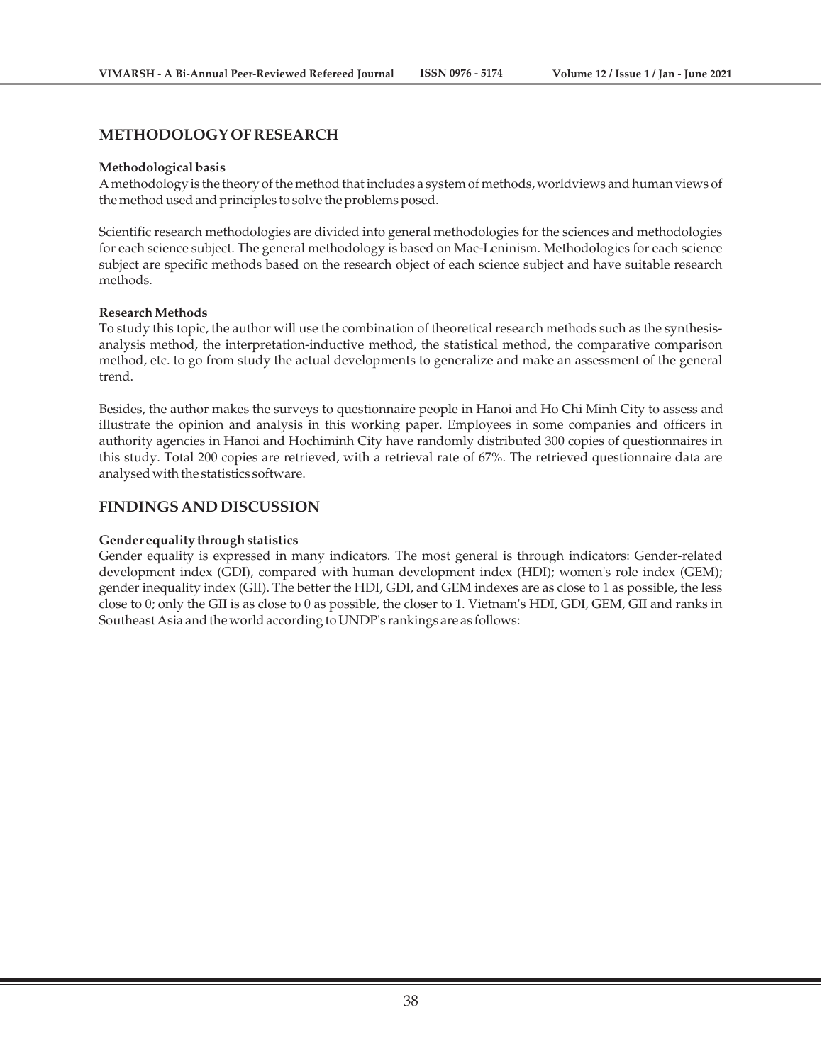## METHODOLOGY OF RESEARCH

### Methodological basis

A methodology is the theory of the method that includes a system of methods, worldviews and human views of the method used and principles to solve the problems posed.

Scientific research methodologies are divided into general methodologies for the sciences and methodologies for each science subject. The general methodology is based on Mac-Leninism. Methodologies for each science subject are specific methods based on the research object of each science subject and have suitable research methods.

### Research Methods

To study this topic, the author will use the combination of theoretical research methods such as the synthesis-analysis method, the interpretation-inductive method, the statistical method, the comparative comparison method, etc. to go from study the actual developments to generalize and make an assessment of the general trend.

Besides, the author makes the surveys to questionnaire people in Hanoi and Ho Chi Minh City to assess and illustrate the opinion and analysis in this working paper. Employees in some companies and officers in authority agencies in Hanoi and Hochiminh City have randomly distributed 300 copies of questionnaires in this study. Total 200 copies are retrieved, with a retrieval rate of 67%. The retrieved questionnaire data are analysed with the statistics software.

## FINDINGS AND DISCUSSION

### Gender equality through statistics

Gender equality is expressed in many indicators. The most general is through indicators: Gender-related development index (GDI), compared with human development index (HDI); women's role index (GEM); gender inequality index (GII). The better the HDI, GDI, and GEM indexes are as close to 1 as possible, the less close to 0; only the GII is as close to 0 as possible, the closer to 1. Vietnam's HDI, GDI, GEM, GII and ranks in Southeast Asia and the world according to UNDP's rankings are as follows: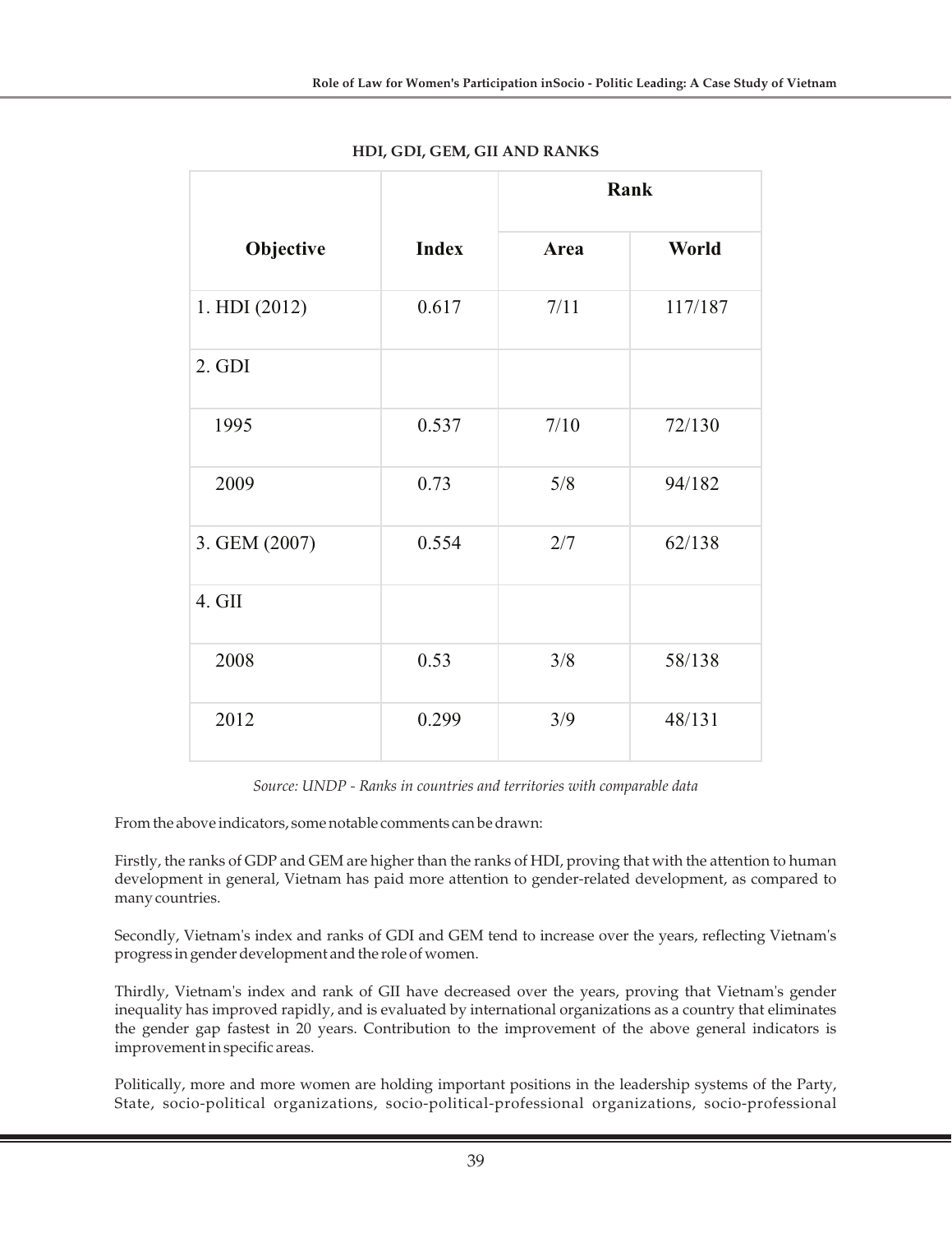**HDI, GDI, GEM, GII AND RANKS**

| Objective | Index | Rank | |
|---|---|---|---|
| | | Area | World |
| 1. HDI (2012) | 0.617 | 7/11 | 117/187 |
| 2. GDI | | | |
| 1995 | 0.537 | 7/10 | 72/130 |
| 2009 | 0.73 | 5/8 | 94/182 |
| 3. GEM (2007) | 0.554 | 2/7 | 62/138 |
| 4. GII | | | |
| 2008 | 0.53 | 3/8 | 58/138 |
| 2012 | 0.299 | 3/9 | 48/131 |

*Source: UNDP - Ranks in countries and territories with comparable data*

From the above indicators, some notable comments can be drawn:

Firstly, the ranks of GDP and GEM are higher than the ranks of HDI, proving that with the attention to human development in general, Vietnam has paid more attention to gender-related development, as compared to many countries.

Secondly, Vietnam's index and ranks of GDI and GEM tend to increase over the years, reflecting Vietnam's progress in gender development and the role of women.

Thirdly, Vietnam's index and rank of GII have decreased over the years, proving that Vietnam's gender inequality has improved rapidly, and is evaluated by international organizations as a country that eliminates the gender gap fastest in 20 years. Contribution to the improvement of the above general indicators is improvement in specific areas.

Politically, more and more women are holding important positions in the leadership systems of the Party, State, socio-political organizations, socio-political-professional organizations, socio-professional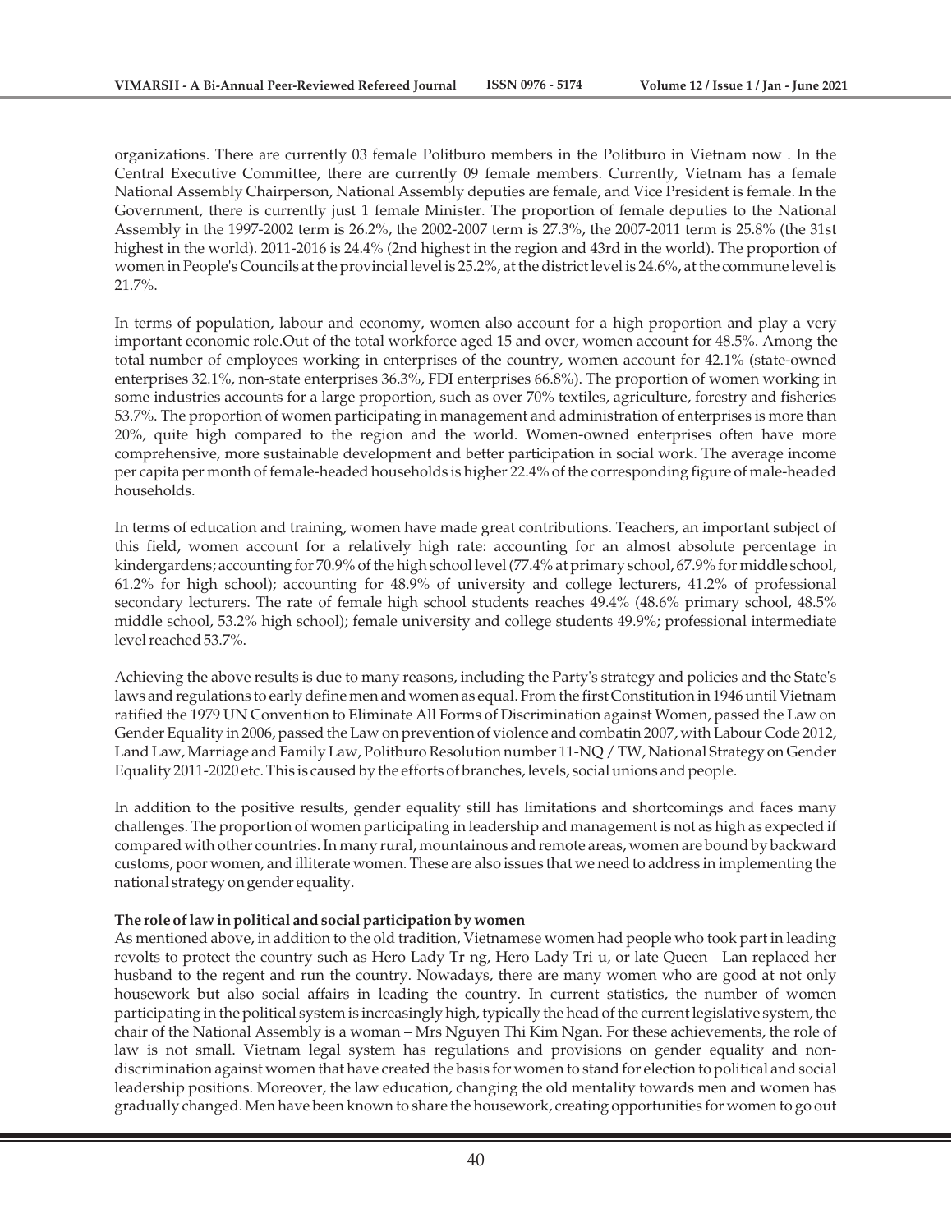organizations. There are currently 03 female Politburo members in the Politburo in Vietnam now . In the Central Executive Committee, there are currently 09 female members. Currently, Vietnam has a female National Assembly Chairperson, National Assembly deputies are female, and Vice President is female. In the Government, there is currently just 1 female Minister. The proportion of female deputies to the National Assembly in the 1997-2002 term is 26.2%, the 2002-2007 term is 27.3%, the 2007-2011 term is 25.8% (the 31st highest in the world). 2011-2016 is 24.4% (2nd highest in the region and 43rd in the world). The proportion of women in People's Councils at the provincial level is 25.2%, at the district level is 24.6%, at the commune level is 21.7%.

In terms of population, labour and economy, women also account for a high proportion and play a very important economic role.Out of the total workforce aged 15 and over, women account for 48.5%. Among the total number of employees working in enterprises of the country, women account for 42.1% (state-owned enterprises 32.1%, non-state enterprises 36.3%, FDI enterprises 66.8%). The proportion of women working in some industries accounts for a large proportion, such as over 70% textiles, agriculture, forestry and fisheries 53.7%. The proportion of women participating in management and administration of enterprises is more than 20%, quite high compared to the region and the world. Women-owned enterprises often have more comprehensive, more sustainable development and better participation in social work. The average income per capita per month of female-headed households is higher 22.4% of the corresponding figure of male-headed households.

In terms of education and training, women have made great contributions. Teachers, an important subject of this field, women account for a relatively high rate: accounting for an almost absolute percentage in kindergardens; accounting for 70.9% of the high school level (77.4% at primary school, 67.9% for middle school, 61.2% for high school); accounting for 48.9% of university and college lecturers, 41.2% of professional secondary lecturers. The rate of female high school students reaches 49.4% (48.6% primary school, 48.5% middle school, 53.2% high school); female university and college students 49.9%; professional intermediate level reached 53.7%.

Achieving the above results is due to many reasons, including the Party's strategy and policies and the State's laws and regulations to early define men and women as equal. From the first Constitution in 1946 until Vietnam ratified the 1979 UN Convention to Eliminate All Forms of Discrimination against Women, passed the Law on Gender Equality in 2006, passed the Law on prevention of violence and combatin 2007, with Labour Code 2012, Land Law, Marriage and Family Law, Politburo Resolution number 11-NQ / TW, National Strategy on Gender Equality 2011-2020 etc. This is caused by the efforts of branches, levels, social unions and people.

In addition to the positive results, gender equality still has limitations and shortcomings and faces many challenges. The proportion of women participating in leadership and management is not as high as expected if compared with other countries. In many rural, mountainous and remote areas, women are bound by backward customs, poor women, and illiterate women. These are also issues that we need to address in implementing the national strategy on gender equality.

**The role of law in political and social participation by women**

As mentioned above, in addition to the old tradition, Vietnamese women had people who took part in leading revolts to protect the country such as Hero Lady Tr ng, Hero Lady Tri u, or late Queen Lan replaced her husband to the regent and run the country. Nowadays, there are many women who are good at not only housework but also social affairs in leading the country. In current statistics, the number of women participating in the political system is increasingly high, typically the head of the current legislative system, the chair of the National Assembly is a woman – Mrs Nguyen Thi Kim Ngan. For these achievements, the role of law is not small. Vietnam legal system has regulations and provisions on gender equality and non-discrimination against women that have created the basis for women to stand for election to political and social leadership positions. Moreover, the law education, changing the old mentality towards men and women has gradually changed. Men have been known to share the housework, creating opportunities for women to go out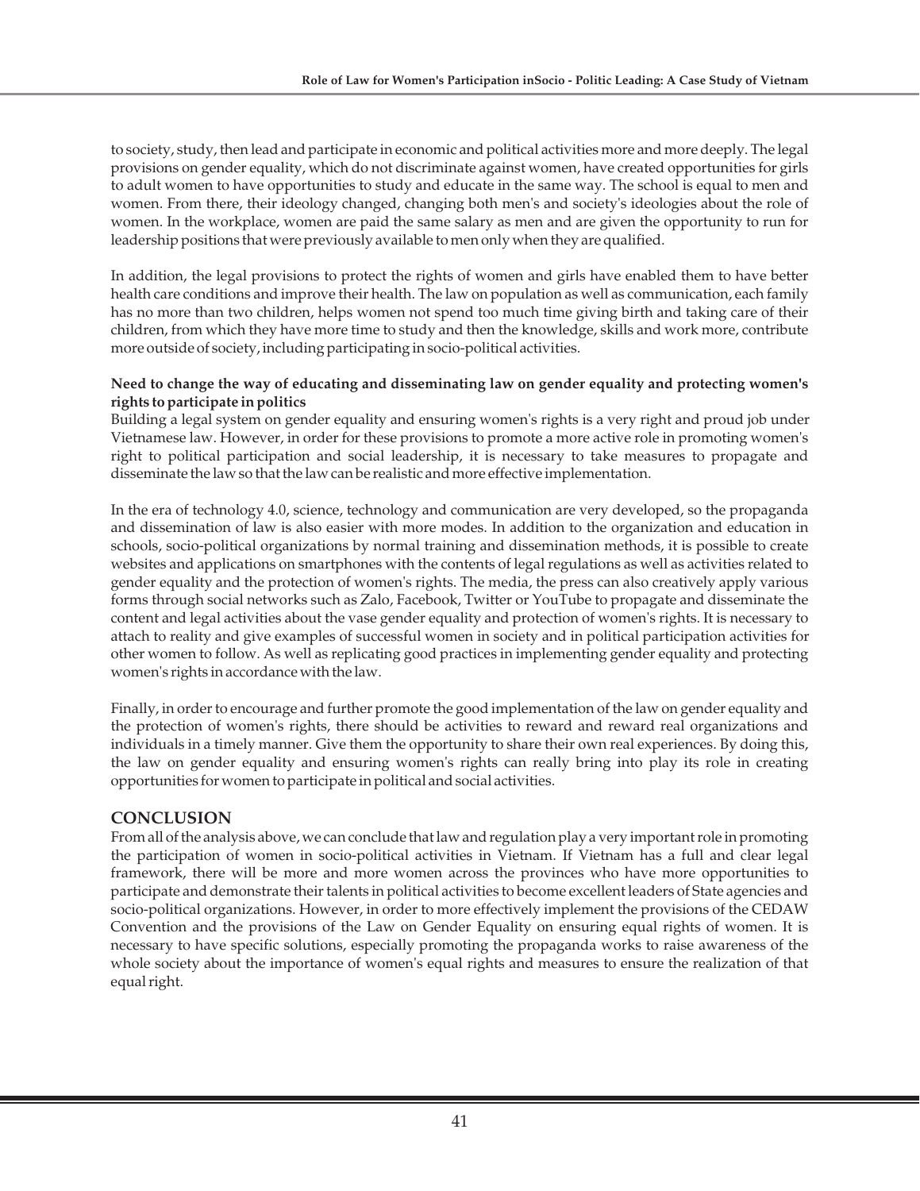to society, study, then lead and participate in economic and political activities more and more deeply. The legal provisions on gender equality, which do not discriminate against women, have created opportunities for girls to adult women to have opportunities to study and educate in the same way. The school is equal to men and women. From there, their ideology changed, changing both men's and society's ideologies about the role of women. In the workplace, women are paid the same salary as men and are given the opportunity to run for leadership positions that were previously available to men only when they are qualified.

In addition, the legal provisions to protect the rights of women and girls have enabled them to have better health care conditions and improve their health. The law on population as well as communication, each family has no more than two children, helps women not spend too much time giving birth and taking care of their children, from which they have more time to study and then the knowledge, skills and work more, contribute more outside of society, including participating in socio-political activities.

**Need to change the way of educating and disseminating law on gender equality and protecting women's rights to participate in politics**

Building a legal system on gender equality and ensuring women's rights is a very right and proud job under Vietnamese law. However, in order for these provisions to promote a more active role in promoting women's right to political participation and social leadership, it is necessary to take measures to propagate and disseminate the law so that the law can be realistic and more effective implementation.

In the era of technology 4.0, science, technology and communication are very developed, so the propaganda and dissemination of law is also easier with more modes. In addition to the organization and education in schools, socio-political organizations by normal training and dissemination methods, it is possible to create websites and applications on smartphones with the contents of legal regulations as well as activities related to gender equality and the protection of women's rights. The media, the press can also creatively apply various forms through social networks such as Zalo, Facebook, Twitter or YouTube to propagate and disseminate the content and legal activities about the vase gender equality and protection of women's rights. It is necessary to attach to reality and give examples of successful women in society and in political participation activities for other women to follow. As well as replicating good practices in implementing gender equality and protecting women's rights in accordance with the law.

Finally, in order to encourage and further promote the good implementation of the law on gender equality and the protection of women's rights, there should be activities to reward and reward real organizations and individuals in a timely manner. Give them the opportunity to share their own real experiences. By doing this, the law on gender equality and ensuring women's rights can really bring into play its role in creating opportunities for women to participate in political and social activities.

## CONCLUSION

From all of the analysis above, we can conclude that law and regulation play a very important role in promoting the participation of women in socio-political activities in Vietnam. If Vietnam has a full and clear legal framework, there will be more and more women across the provinces who have more opportunities to participate and demonstrate their talents in political activities to become excellent leaders of State agencies and socio-political organizations. However, in order to more effectively implement the provisions of the CEDAW Convention and the provisions of the Law on Gender Equality on ensuring equal rights of women. It is necessary to have specific solutions, especially promoting the propaganda works to raise awareness of the whole society about the importance of women's equal rights and measures to ensure the realization of that equal right.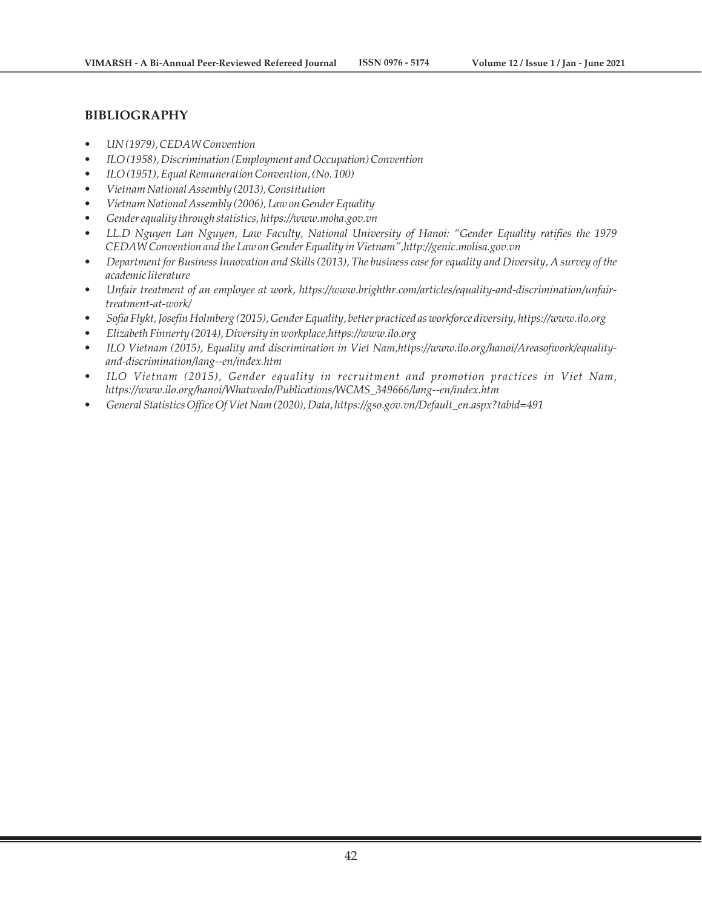## BIBLIOGRAPHY

- *UN (1979), CEDAW Convention*
- *ILO (1958), Discrimination (Employment and Occupation) Convention*
- *ILO (1951), Equal Remuneration Convention, (No. 100)*
- *Vietnam National Assembly (2013), Constitution*
- *Vietnam National Assembly (2006), Law on Gender Equality*
- *Gender equality through statistics, https://www.moha.gov.vn*
- *LL.D Nguyen Lan Nguyen, Law Faculty, National University of Hanoi: "Gender Equality ratifies the 1979 CEDAW Convention and the Law on Gender Equality in Vietnam",http://genic.molisa.gov.vn*
- *Department for Business Innovation and Skills (2013), The business case for equality and Diversity, A survey of the academic literature*
- *Unfair treatment of an employee at work, https://www.brighthr.com/articles/equality-and-discrimination/unfair-treatment-at-work/*
- *Sofia Flykt, Josefin Holmberg (2015), Gender Equality, better practiced as workforce diversity, https://www.ilo.org*
- *Elizabeth Finnerty (2014), Diversity in workplace,https://www.ilo.org*
- *ILO Vietnam (2015), Equality and discrimination in Viet Nam,https://www.ilo.org/hanoi/Areasofwork/equality-and-discrimination/lang--en/index.htm*
- *ILO Vietnam (2015), Gender equality in recruitment and promotion practices in Viet Nam, https://www.ilo.org/hanoi/Whatwedo/Publications/WCMS_349666/lang--en/index.htm*
- *General Statistics Office Of Viet Nam (2020), Data, https://gso.gov.vn/Default_en.aspx?tabid=491*